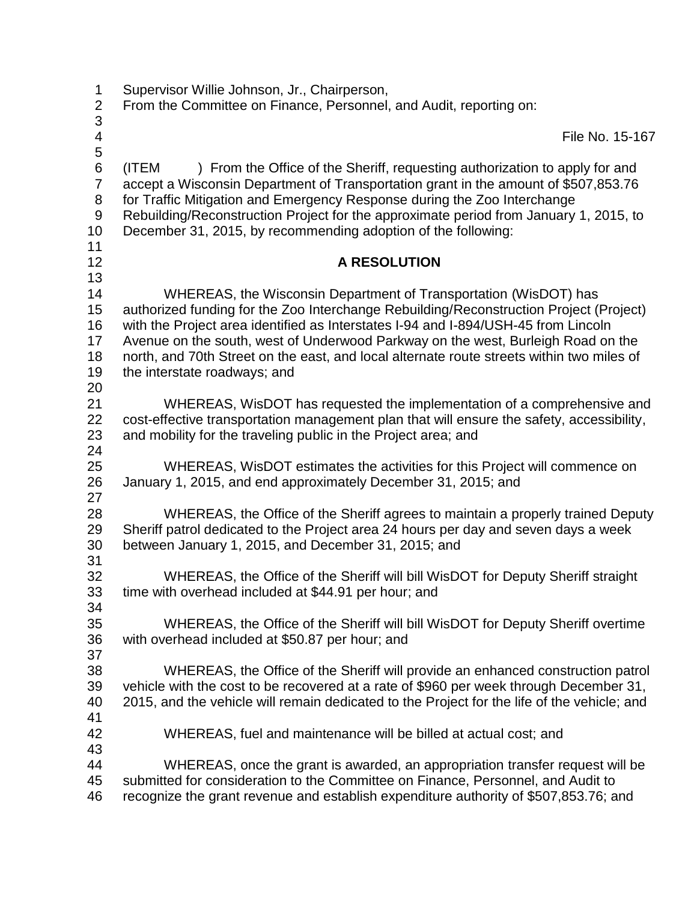Supervisor Willie Johnson, Jr., Chairperson,
From the Committee on Finance, Personnel, and Audit, reporting on:

File No. 15-167

(ITEM ) From the Office of the Sheriff, requesting authorization to apply for and accept a Wisconsin Department of Transportation grant in the amount of $507,853.76 for Traffic Mitigation and Emergency Response during the Zoo Interchange Rebuilding/Reconstruction Project for the approximate period from January 1, 2015, to December 31, 2015, by recommending adoption of the following:

## A RESOLUTION

WHEREAS, the Wisconsin Department of Transportation (WisDOT) has authorized funding for the Zoo Interchange Rebuilding/Reconstruction Project (Project) with the Project area identified as Interstates I-94 and I-894/USH-45 from Lincoln Avenue on the south, west of Underwood Parkway on the west, Burleigh Road on the north, and 70th Street on the east, and local alternate route streets within two miles of the interstate roadways; and

WHEREAS, WisDOT has requested the implementation of a comprehensive and cost-effective transportation management plan that will ensure the safety, accessibility, and mobility for the traveling public in the Project area; and

WHEREAS, WisDOT estimates the activities for this Project will commence on January 1, 2015, and end approximately December 31, 2015; and

WHEREAS, the Office of the Sheriff agrees to maintain a properly trained Deputy Sheriff patrol dedicated to the Project area 24 hours per day and seven days a week between January 1, 2015, and December 31, 2015; and

WHEREAS, the Office of the Sheriff will bill WisDOT for Deputy Sheriff straight time with overhead included at $44.91 per hour; and

WHEREAS, the Office of the Sheriff will bill WisDOT for Deputy Sheriff overtime with overhead included at $50.87 per hour; and

WHEREAS, the Office of the Sheriff will provide an enhanced construction patrol vehicle with the cost to be recovered at a rate of $960 per week through December 31, 2015, and the vehicle will remain dedicated to the Project for the life of the vehicle; and

WHEREAS, fuel and maintenance will be billed at actual cost; and

WHEREAS, once the grant is awarded, an appropriation transfer request will be submitted for consideration to the Committee on Finance, Personnel, and Audit to recognize the grant revenue and establish expenditure authority of $507,853.76; and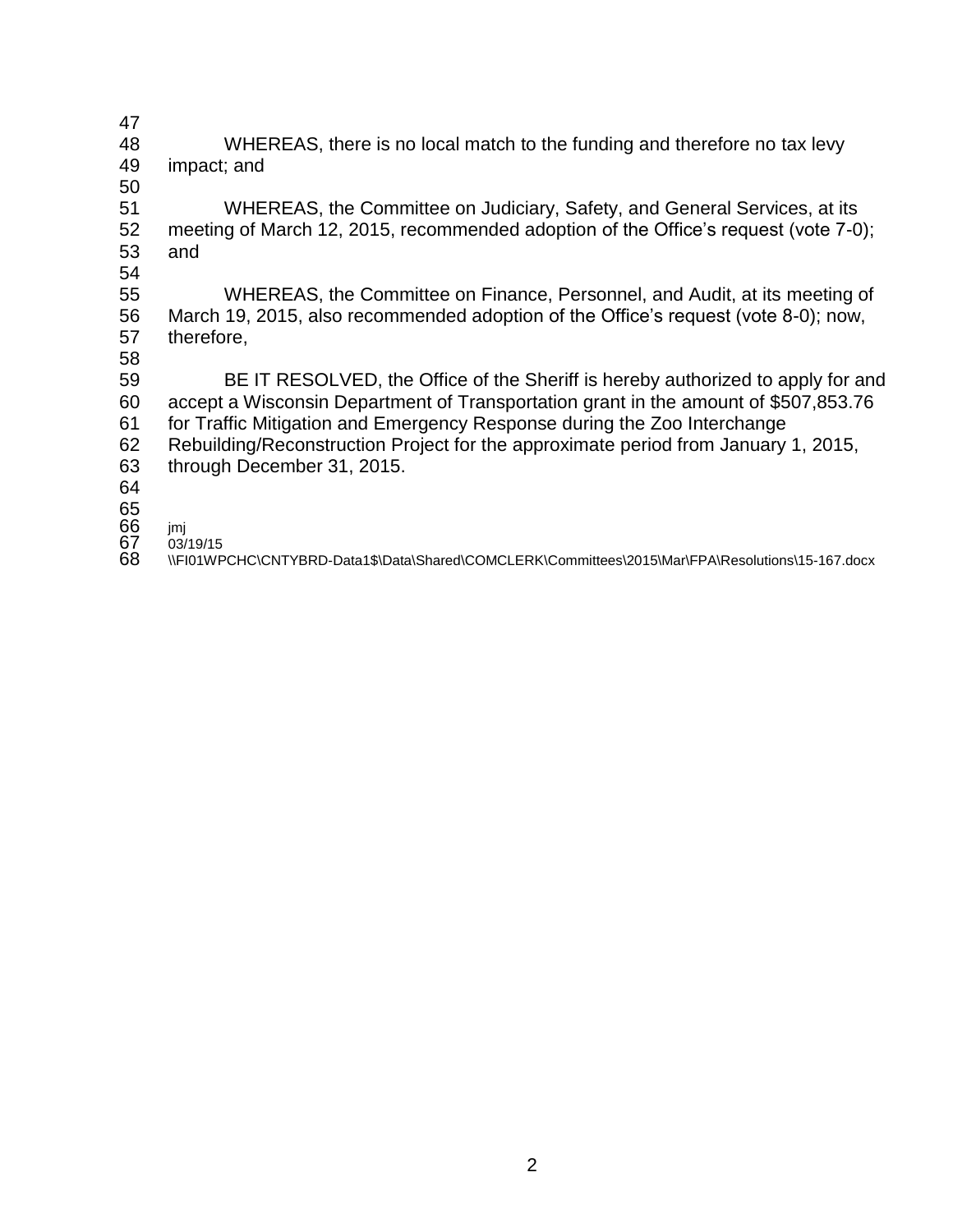WHEREAS, there is no local match to the funding and therefore no tax levy impact; and

WHEREAS, the Committee on Judiciary, Safety, and General Services, at its meeting of March 12, 2015, recommended adoption of the Office's request (vote 7-0); and

WHEREAS, the Committee on Finance, Personnel, and Audit, at its meeting of March 19, 2015, also recommended adoption of the Office's request (vote 8-0); now, therefore,

BE IT RESOLVED, the Office of the Sheriff is hereby authorized to apply for and accept a Wisconsin Department of Transportation grant in the amount of $507,853.76 for Traffic Mitigation and Emergency Response during the Zoo Interchange Rebuilding/Reconstruction Project for the approximate period from January 1, 2015, through December 31, 2015.

jmj
03/19/15
\\FI01WPCHC\CNTYBRD-Data1$\Data\Shared\COMCLERK\Committees\2015\Mar\FPA\Resolutions\15-167.docx